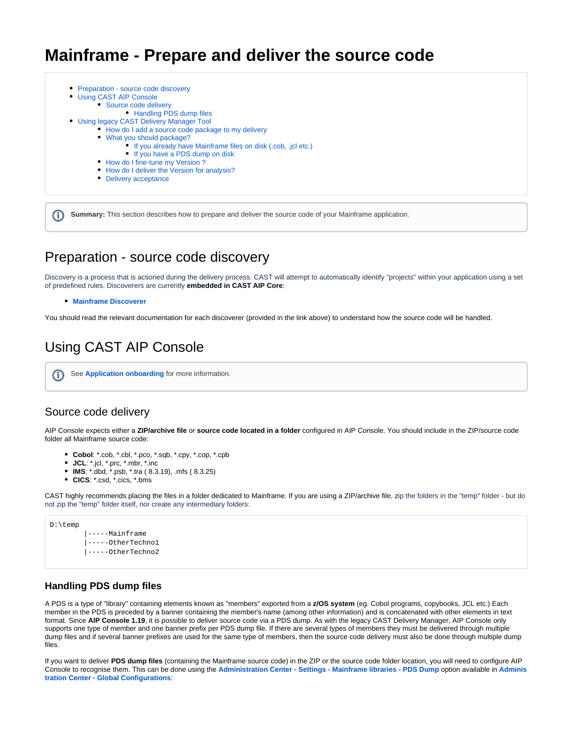# Mainframe - Prepare and deliver the source code

- Preparation - source code discovery
- Using CAST AIP Console
  - Source code delivery
    - Handling PDS dump files
- Using legacy CAST Delivery Manager Tool
  - How do I add a source code package to my delivery
  - What you should package?
    - If you already have Mainframe files on disk (.cob, .jcl etc.)
    - If you have a PDS dump on disk
  - How do I fine-tune my Version ?
  - How do I deliver the Version for analysis?
  - Delivery acceptance

**Summary:** This section describes how to prepare and deliver the source code of your Mainframe application.

## Preparation - source code discovery

Discovery is a process that is actioned during the delivery process. CAST will attempt to automatically identify "projects" within your application using a set of predefined rules. Discoverers are currently **embedded in CAST AIP Core**:

- **Mainframe Discoverer**

You should read the relevant documentation for each discoverer (provided in the link above) to understand how the source code will be handled.

## Using CAST AIP Console

See **Application onboarding** for more information.

### Source code delivery

AIP Console expects either a **ZIP/archive file** or **source code located in a folder** configured in AIP Console. You should include in the ZIP/source code folder all Mainframe source code:

- **Cobol**: *.cob, *.cbl, *.pco, *.sqb, *.cpy, *.cop, *.cpb
- **JCL**: *.jcl, *.prc, *.mbr, *.inc
- **IMS**: *.dbd, *.psb, *.tra ( 8.3.19), .mfs ( 8.3.25)
- **CICS**: *.csd, *.cics, *.bms

CAST highly recommends placing the files in a folder dedicated to Mainframe. If you are using a ZIP/archive file, zip the folders in the "temp" folder - but do not zip the "temp" folder itself, nor create any intermediary folders:

```
D:\temp
        |-----Mainframe
        |-----OtherTechno1
        |-----OtherTechno2
```

#### Handling PDS dump files

A PDS is a type of "library" containing elements known as "members" exported from a **z/OS system** (eg. Cobol programs, copybooks, JCL etc.) Each member in the PDS is preceded by a banner containing the member's name (among other information) and is concatenated with other elements in text format. Since **AIP Console 1.19**, it is possible to deliver source code via a PDS dump. As with the legacy CAST Delivery Manager, AIP Console only supports one type of member and one banner prefix per PDS dump file. If there are several types of members they must be delivered through multiple dump files and if several banner prefixes are used for the same type of members, then the source code delivery must also be done through multiple dump files.

If you want to deliver **PDS dump files** (containing the Mainframe source code) in the ZIP or the source code folder location, you will need to configure AIP Console to recognise them. This can be done using the **Administration Center - Settings - Mainframe libraries - PDS Dump** option available in **Administration Center - Global Configurations**: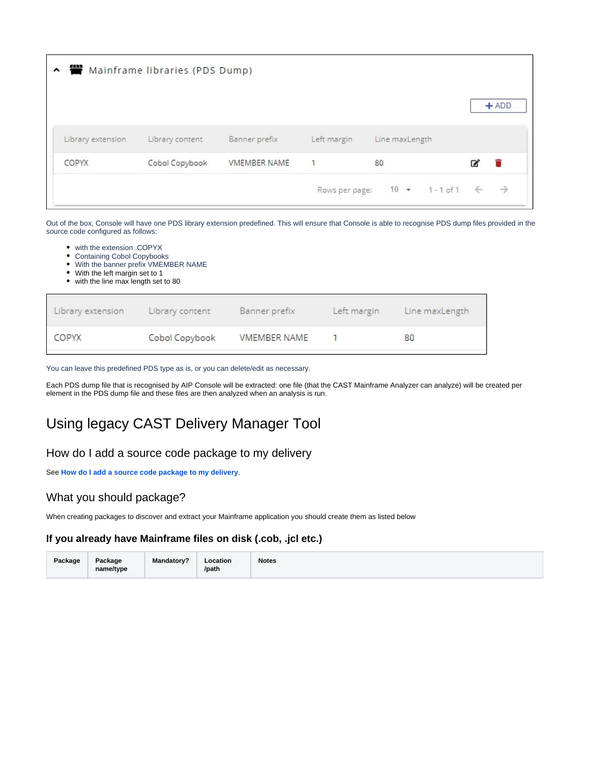Mainframe libraries (PDS Dump)

+ ADD

| Library extension | Library content | Banner prefix | Left margin | Line maxLength |
|---|---|---|---|---|
| COPYX | Cobol Copybook | VMEMBER NAME | 1 | 80 |

Rows per page: 10 1 - 1 of 1

Out of the box, Console will have one PDS library extension predefined. This will ensure that Console is able to recognise PDS dump files provided in the source code configured as follows:

- with the extension .COPYX
- Containing Cobol Copybooks
- With the banner prefix VMEMBER NAME
- With the left margin set to 1
- with the line max length set to 80

| Library extension | Library content | Banner prefix | Left margin | Line maxLength |
|---|---|---|---|---|
| COPYX | Cobol Copybook | VMEMBER NAME | 1 | 80 |

You can leave this predefined PDS type as is, or you can delete/edit as necessary.

Each PDS dump file that is recognised by AIP Console will be extracted: one file (that the CAST Mainframe Analyzer can analyze) will be created per element in the PDS dump file and these files are then analyzed when an analysis is run.

# Using legacy CAST Delivery Manager Tool

## How do I add a source code package to my delivery

See **How do I add a source code package to my delivery**.

## What you should package?

When creating packages to discover and extract your Mainframe application you should create them as listed below

### If you already have Mainframe files on disk (.cob, .jcl etc.)

| Package | Package name/type | Mandatory? | Location /path | Notes |
|---|---|---|---|---|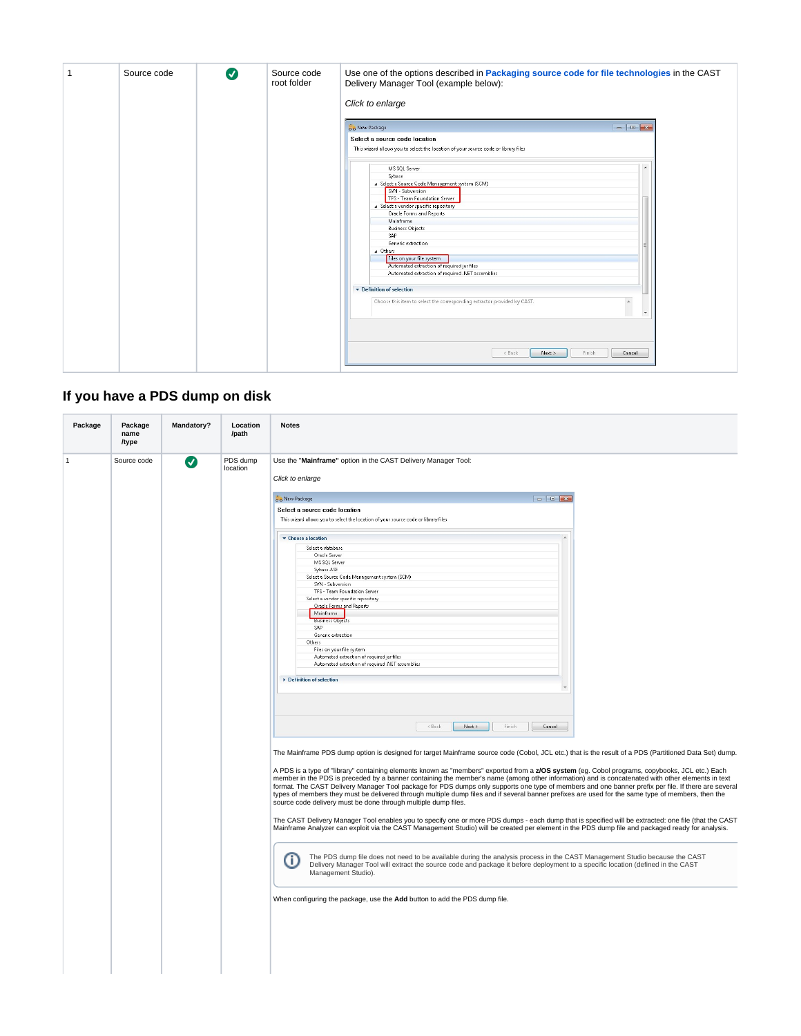| | | | | |
|---|---|---|---|---|
| 1 | Source code | ✔ | Source code root folder | Use one of the options described in **Packaging source code for file technologies** in the CAST Delivery Manager Tool (example below):<br><br>*Click to enlarge* |

## If you have a PDS dump on disk

| Package | Package name /type | Mandatory? | Location /path | Notes |
|---|---|---|---|---|
| 1 | Source code | ✔ | PDS dump location | Use the "**Mainframe**" option in the CAST Delivery Manager Tool:<br><br>*Click to enlarge*<br><br>The Mainframe PDS dump option is designed for target Mainframe source code (Cobol, JCL etc.) that is the result of a PDS (Partitioned Data Set) dump.<br><br>A PDS is a type of "library" containing elements known as "members" exported from a **z/OS system** (eg. Cobol programs, copybooks, JCL etc.) Each member in the PDS is preceded by a banner containing the member's name (among other information) and is concatenated with other elements in text format. The CAST Delivery Manager Tool package for PDS dumps only supports one type of members and one banner prefix per file. If there are several types of members they must be delivered through multiple dump files and if several banner prefixes are used for the same type of members, then the source code delivery must be done through multiple dump files.<br><br>The CAST Delivery Manager Tool enables you to specify one or more PDS dumps - each dump that is specified will be extracted: one file (that the CAST Mainframe Analyzer can exploit via the CAST Management Studio) will be created per element in the PDS dump file and packaged ready for analysis.<br><br>The PDS dump file does not need to be available during the analysis process in the CAST Management Studio because the CAST Delivery Manager Tool will extract the source code and package it before deployment to a specific location (defined in the CAST Management Studio).<br><br>When configuring the package, use the **Add** button to add the PDS dump file. |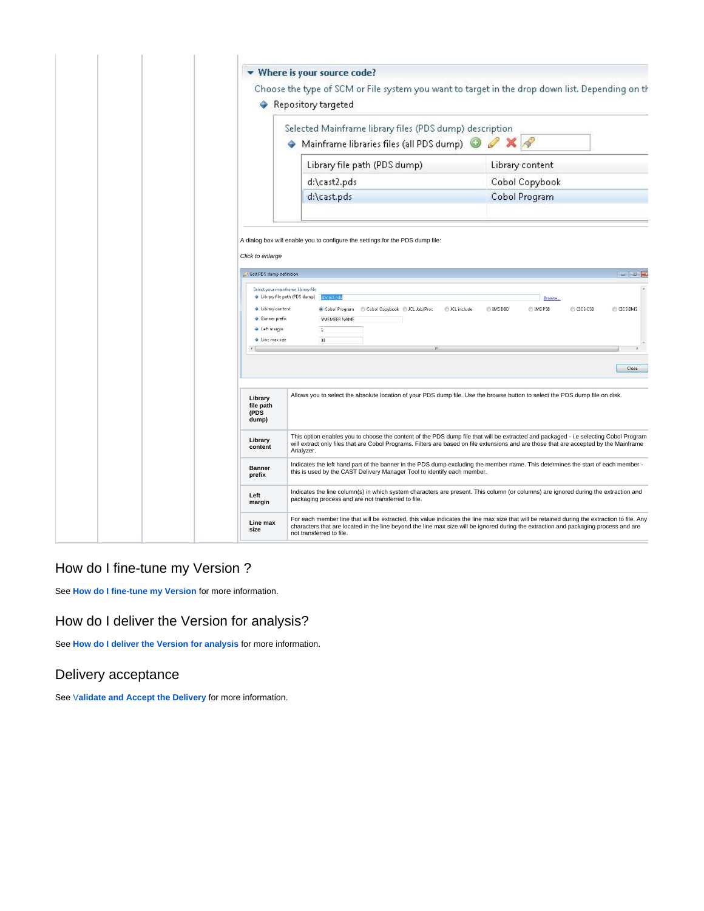A dialog box will enable you to configure the settings for the PDS dump file:

*Click to enlarge*

| | |
|---|---|
| **Library file path (PDS dump)** | Allows you to select the absolute location of your PDS dump file. Use the browse button to select the PDS dump file on disk. |
| **Library content** | This option enables you to choose the content of the PDS dump file that will be extracted and packaged - i.e selecting Cobol Program will extract only files that are Cobol Programs. Filters are based on file extensions and are those that are accepted by the Mainframe Analyzer. |
| **Banner prefix** | Indicates the left hand part of the banner in the PDS dump excluding the member name. This determines the start of each member - this is used by the CAST Delivery Manager Tool to identify each member. |
| **Left margin** | Indicates the line column(s) in which system characters are present. This column (or columns) are ignored during the extraction and packaging process and are not transferred to file. |
| **Line max size** | For each member line that will be extracted, this value indicates the line max size that will be retained during the extraction to file. Any characters that are located in the line beyond the line max size will be ignored during the extraction and packaging process and are not transferred to file. |

## How do I fine-tune my Version ?

See **How do I fine-tune my Version** for more information.

## How do I deliver the Version for analysis?

See **How do I deliver the Version for analysis** for more information.

## Delivery acceptance

See **Validate and Accept the Delivery** for more information.